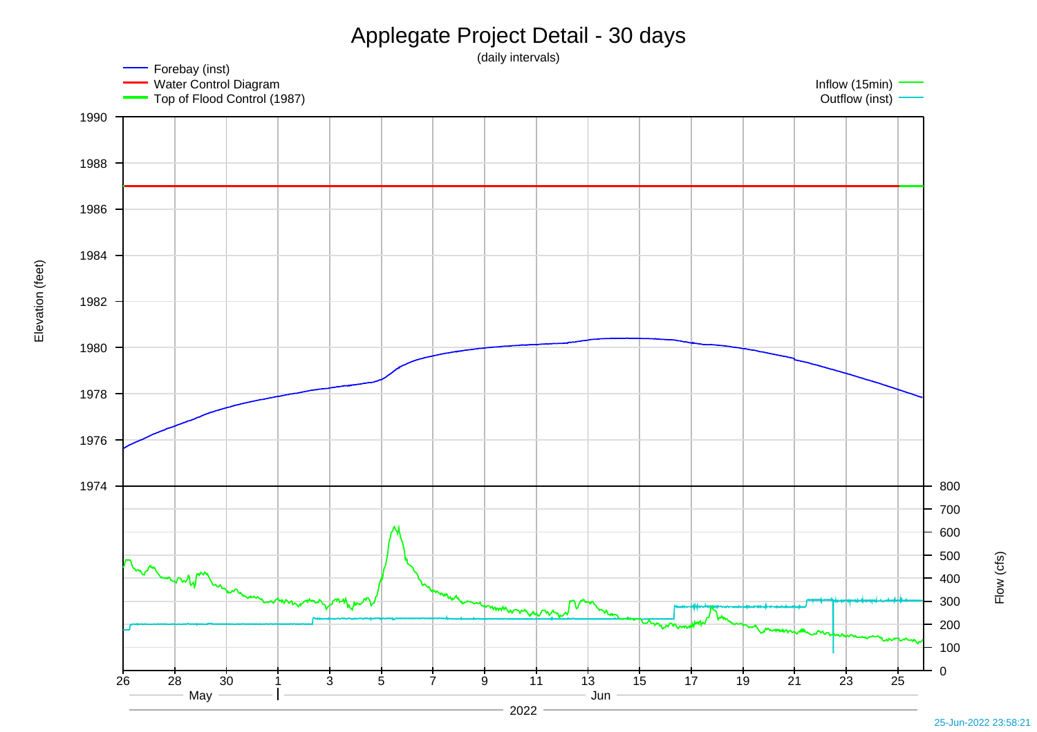# Applegate Project Detail - 30 days

(daily intervals)

- Forebay (inst)
- Water Control Diagram
- Top of Flood Control (1987)
- Inflow (15min)
- Outflow (inst)

Elevation (feet): 1974, 1976, 1978, 1980, 1982, 1984, 1986, 1988, 1990

Flow (cfs): 0, 100, 200, 300, 400, 500, 600, 700, 800

26 28 30 1 3 5 7 9 11 13 15 17 19 21 23 25

May Jun

2022

25-Jun-2022 23:58:21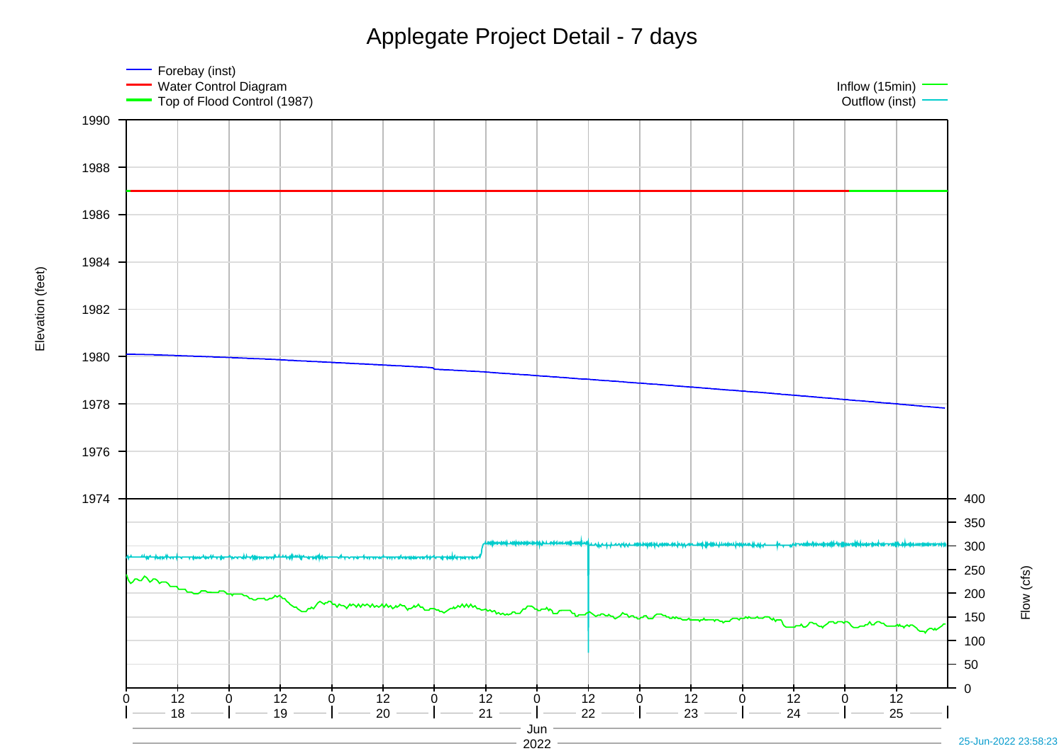# Applegate Project Detail - 7 days

- Forebay (inst)
- Water Control Diagram
- Top of Flood Control (1987)
- Inflow (15min)
- Outflow (inst)

Elevation (feet): 1974 – 1990

Flow (cfs): 0 – 400

Jun 2022: 18, 19, 20, 21, 22, 23, 24, 25

25-Jun-2022 23:58:23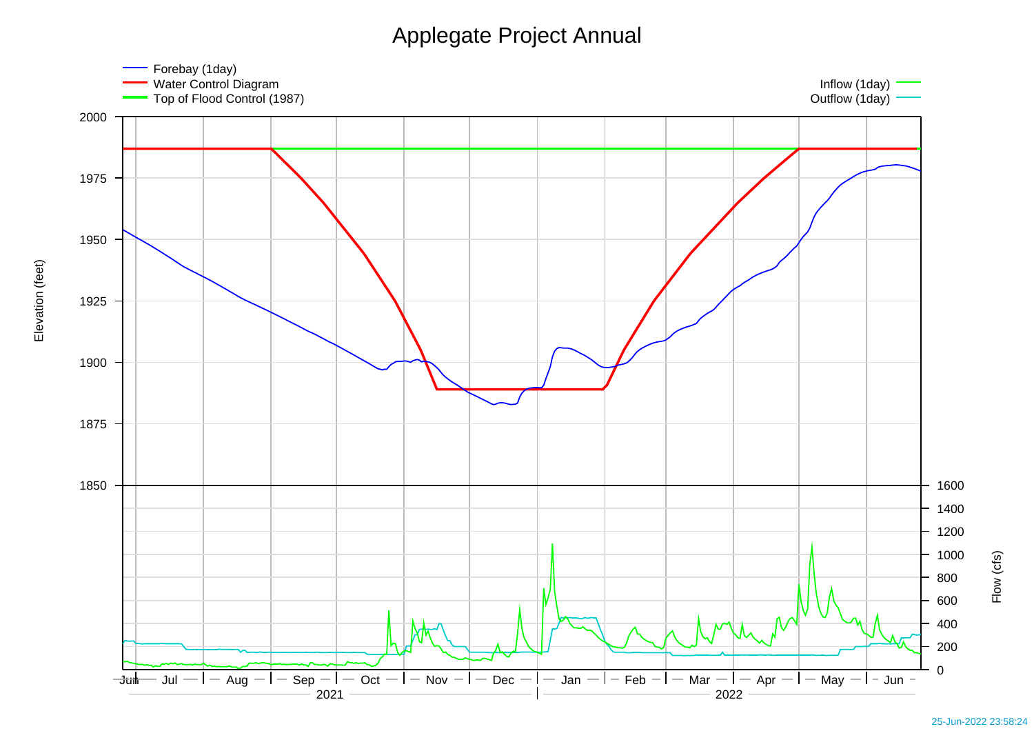# Applegate Project Annual

- Forebay (1day)
- Water Control Diagram
- Top of Flood Control (1987)
- Inflow (1day)
- Outflow (1day)

Elevation (feet): 2000, 1975, 1950, 1925, 1900, 1875, 1850

Flow (cfs): 1600, 1400, 1200, 1000, 800, 600, 400, 200, 0

Jun — Jul — Aug — Sep — Oct — Nov — Dec — Jan — Feb — Mar — Apr — May — Jun

2021 | 2022

25-Jun-2022 23:58:24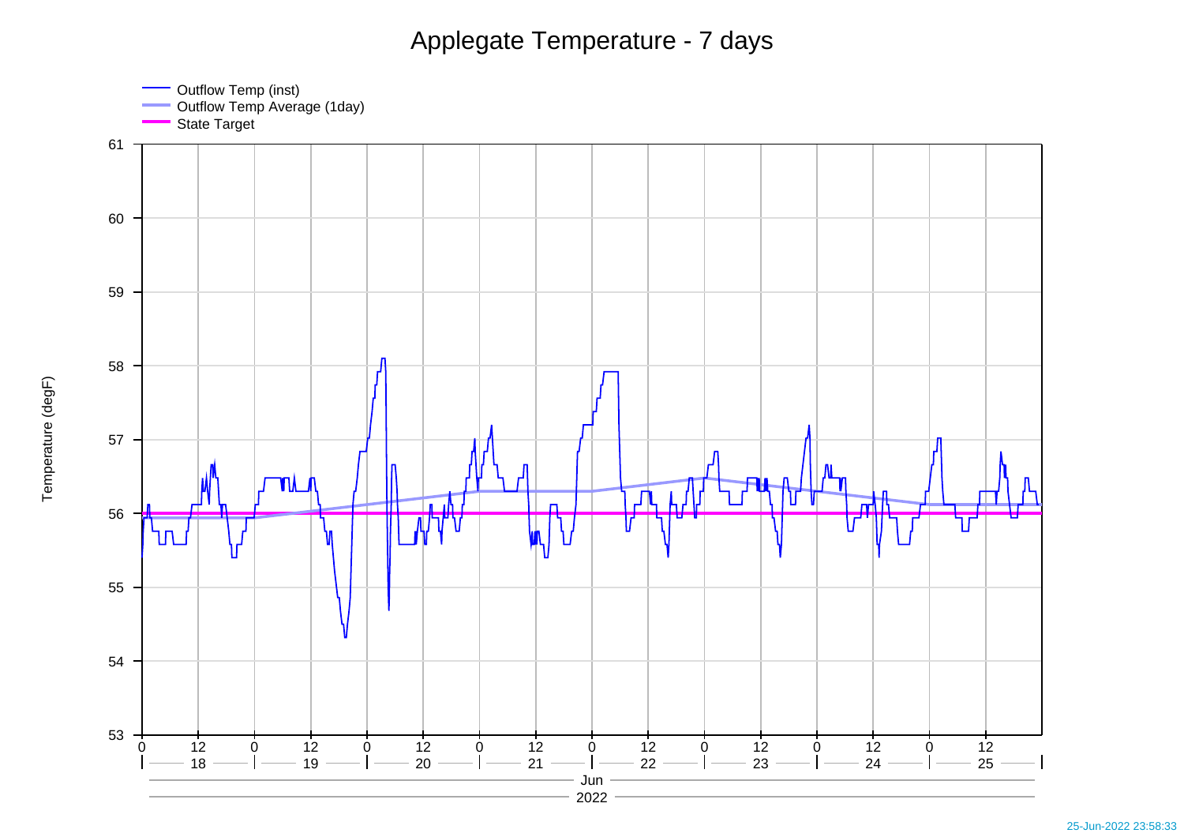# Applegate Temperature - 7 days

- Outflow Temp (inst)
- Outflow Temp Average (1day)
- State Target

Temperature (degF)

61, 60, 59, 58, 57, 56, 55, 54, 53

0 12 0 12 0 12 0 12 0 12 0 12 0 12 0 12

18 19 20 21 22 23 24 25

Jun

2022

25-Jun-2022 23:58:33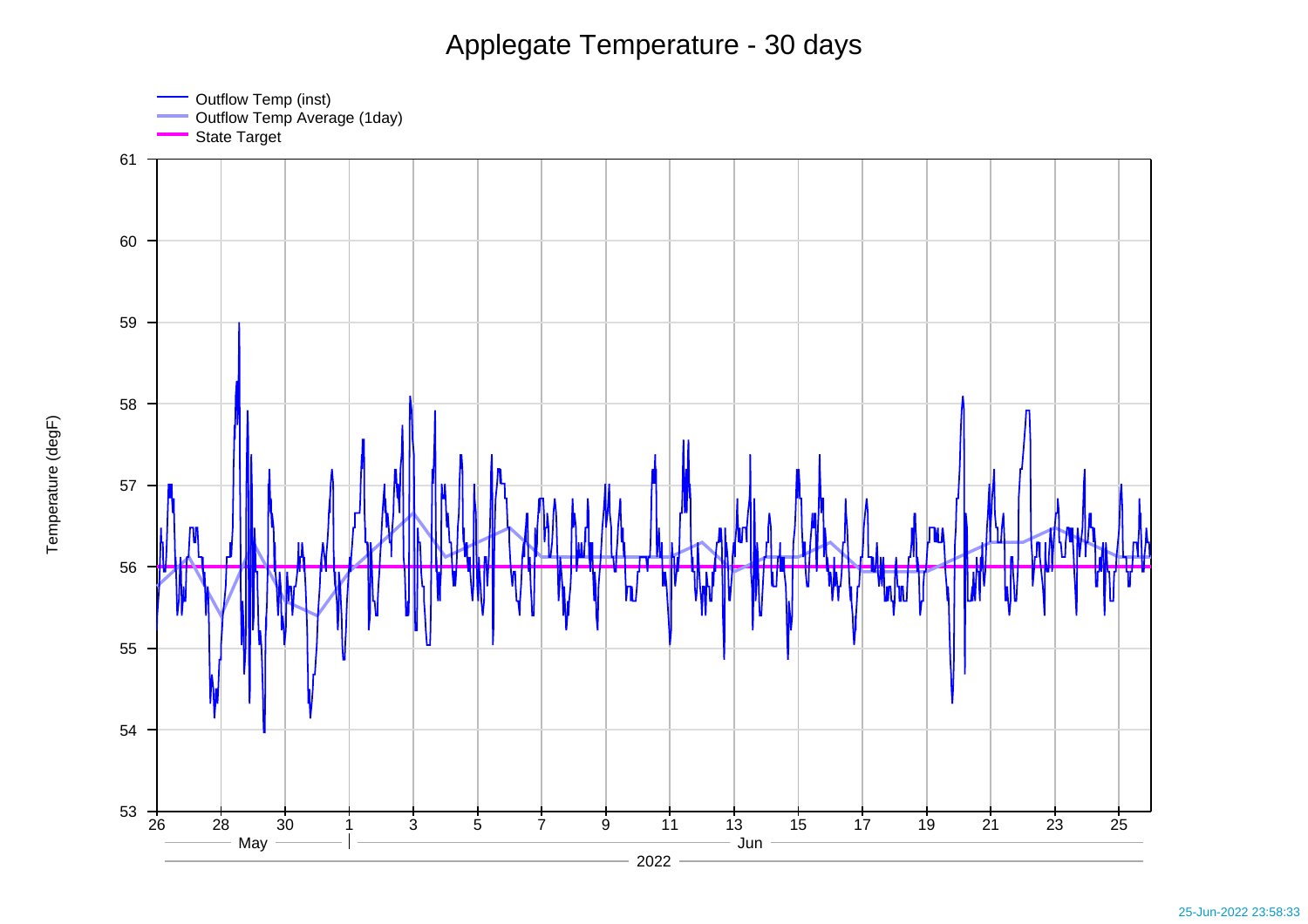# Applegate Temperature - 30 days

- Outflow Temp (inst)
- Outflow Temp Average (1day)
- State Target

Temperature (degF)

61
60
59
58
57
56
55
54
53

26 28 30 1 3 5 7 9 11 13 15 17 19 21 23 25

May Jun

2022

25-Jun-2022 23:58:33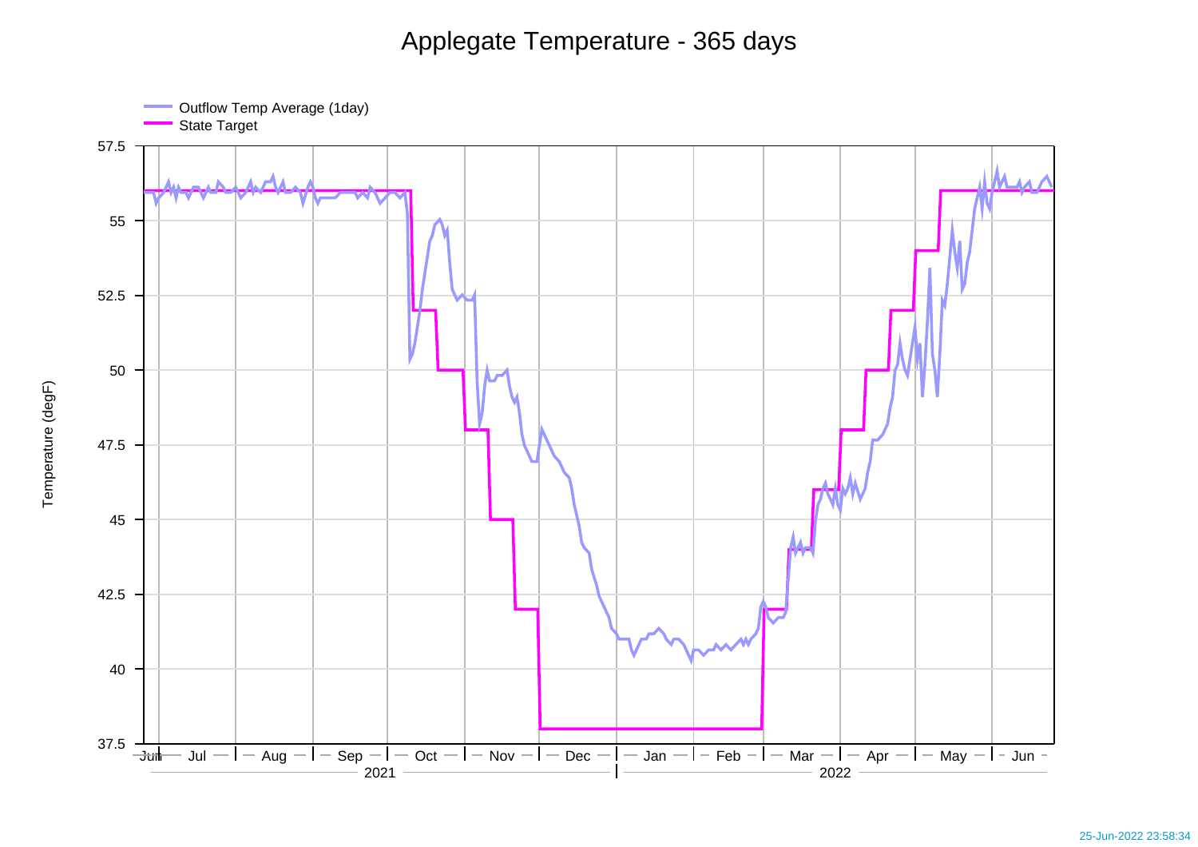# Applegate Temperature - 365 days

- Outflow Temp Average (1day)
- State Target

Temperature (degF)

57.5
55
52.5
50
47.5
45
42.5
40
37.5

Jun Jul Aug Sep Oct Nov Dec Jan Feb Mar Apr May Jun

2021 2022

25-Jun-2022 23:58:34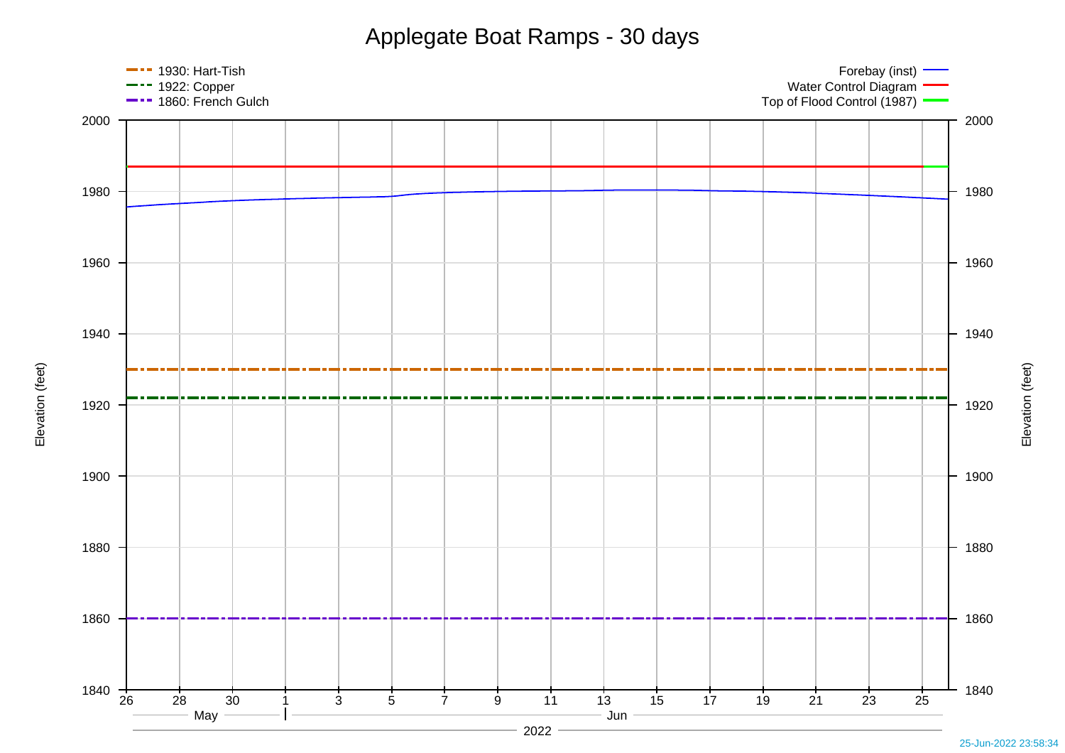# Applegate Boat Ramps - 30 days

1930: Hart-Tish
1922: Copper
1860: French Gulch

Forebay (inst)
Water Control Diagram
Top of Flood Control (1987)

Elevation (feet)

2000
1980
1960
1940
1920
1900
1880
1860
1840

26 28 30 1 3 5 7 9 11 13 15 17 19 21 23 25

May
Jun
2022

25-Jun-2022 23:58:34